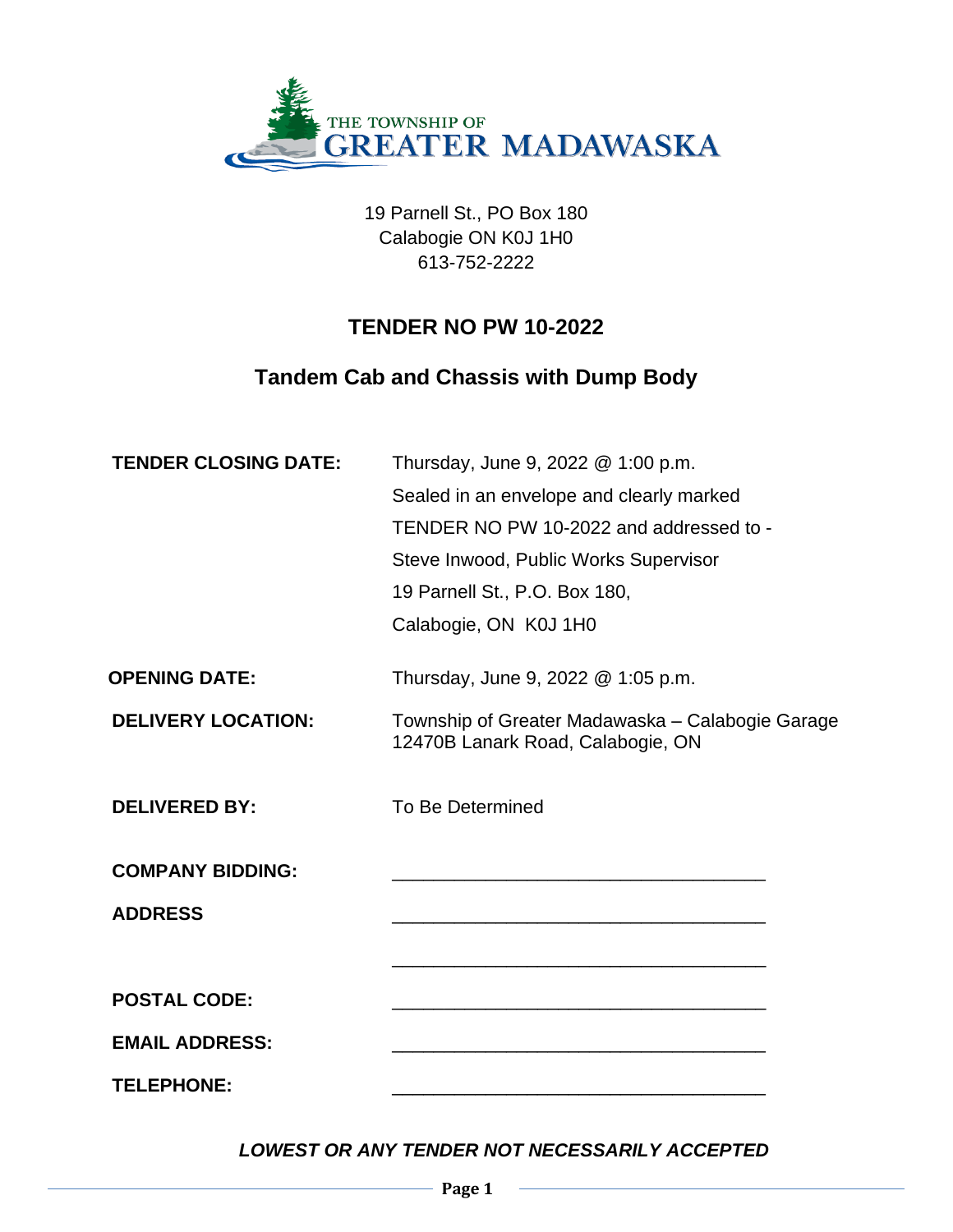THE TOWNSHIP OF
GREATER MADAWASKA

19 Parnell St., PO Box 180
Calabogie ON K0J 1H0
613-752-2222

# TENDER NO PW 10-2022

## Tandem Cab and Chassis with Dump Body

| | |
|---|---|
| **TENDER CLOSING DATE:** | Thursday, June 9, 2022 @ 1:00 p.m.<br>Sealed in an envelope and clearly marked<br>TENDER NO PW 10-2022 and addressed to -<br>Steve Inwood, Public Works Supervisor<br>19 Parnell St., P.O. Box 180,<br>Calabogie, ON K0J 1H0 |
| **OPENING DATE:** | Thursday, June 9, 2022 @ 1:05 p.m. |
| **DELIVERY LOCATION:** | Township of Greater Madawaska – Calabogie Garage<br>12470B Lanark Road, Calabogie, ON |
| **DELIVERED BY:** | To Be Determined |
| **COMPANY BIDDING:** | ___________________________________ |
| **ADDRESS** | ___________________________________<br>___________________________________ |
| **POSTAL CODE:** | ___________________________________ |
| **EMAIL ADDRESS:** | ___________________________________ |
| **TELEPHONE:** | ___________________________________ |

***LOWEST OR ANY TENDER NOT NECESSARILY ACCEPTED***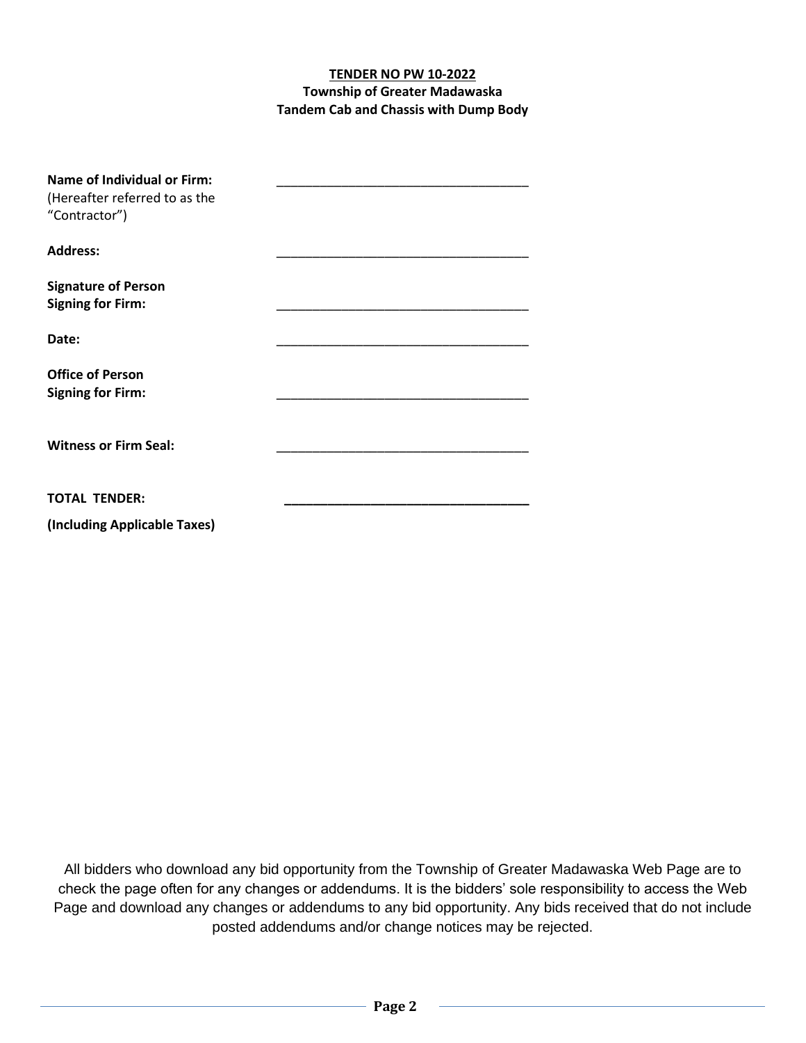**TENDER NO PW 10-2022**
**Township of Greater Madawaska**
**Tandem Cab and Chassis with Dump Body**

| | |
|---|---|
| **Name of Individual or Firm:** (Hereafter referred to as the "Contractor") | ___________________________________ |
| **Address:** | ___________________________________ |
| **Signature of Person Signing for Firm:** | ___________________________________ |
| **Date:** | ___________________________________ |
| **Office of Person Signing for Firm:** | ___________________________________ |
| **Witness or Firm Seal:** | ___________________________________ |
| **TOTAL TENDER:** **(Including Applicable Taxes)** | ___________________________________ |

All bidders who download any bid opportunity from the Township of Greater Madawaska Web Page are to check the page often for any changes or addendums. It is the bidders' sole responsibility to access the Web Page and download any changes or addendums to any bid opportunity. Any bids received that do not include posted addendums and/or change notices may be rejected.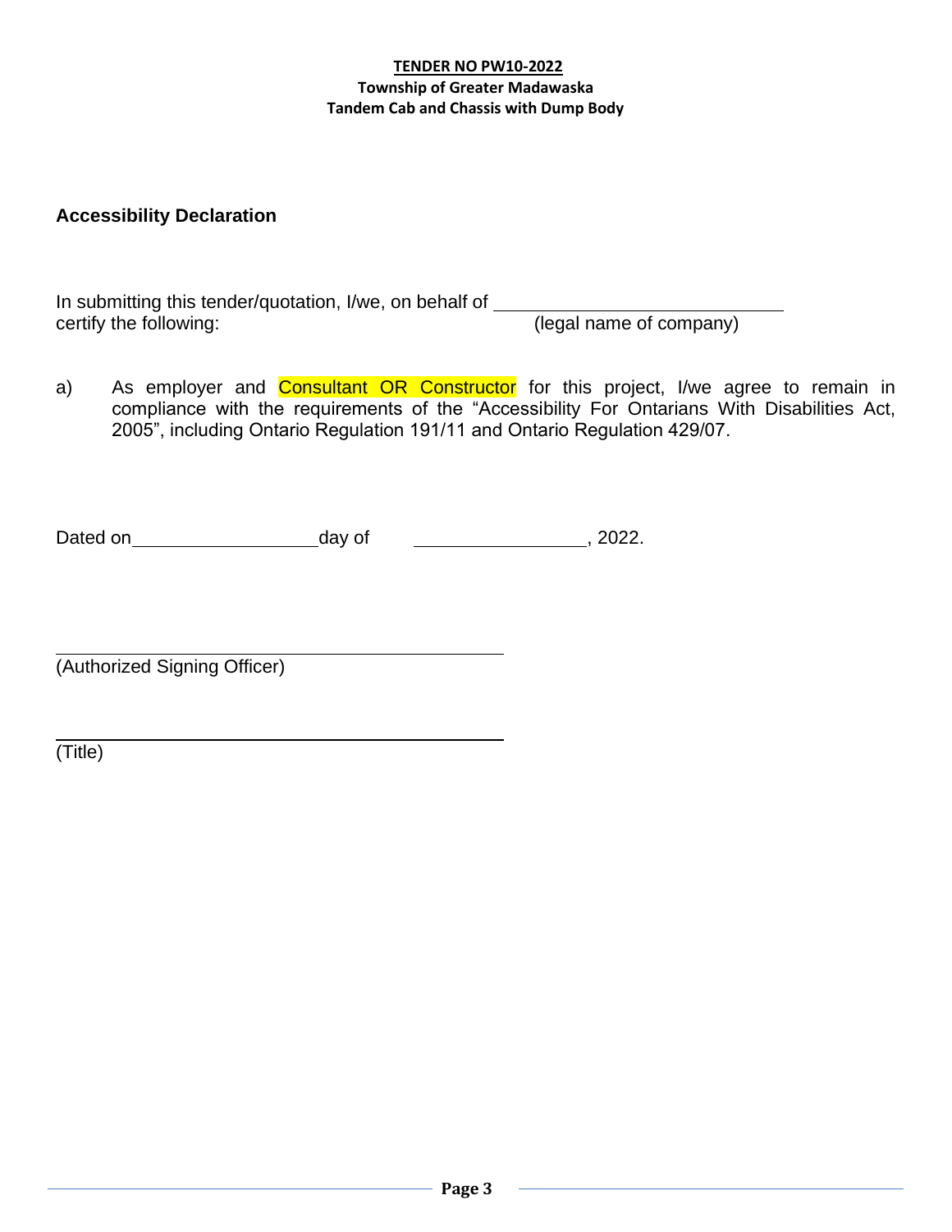**TENDER NO PW10-2022**
**Township of Greater Madawaska**
**Tandem Cab and Chassis with Dump Body**

## Accessibility Declaration

In submitting this tender/quotation, I/we, on behalf of ____________________________
certify the following: (legal name of company)

a) As employer and Consultant OR Constructor for this project, I/we agree to remain in compliance with the requirements of the "Accessibility For Ontarians With Disabilities Act, 2005", including Ontario Regulation 191/11 and Ontario Regulation 429/07.

Dated on ____________________ day of ____________________, 2022.

______________________________________________
(Authorized Signing Officer)

______________________________________________
(Title)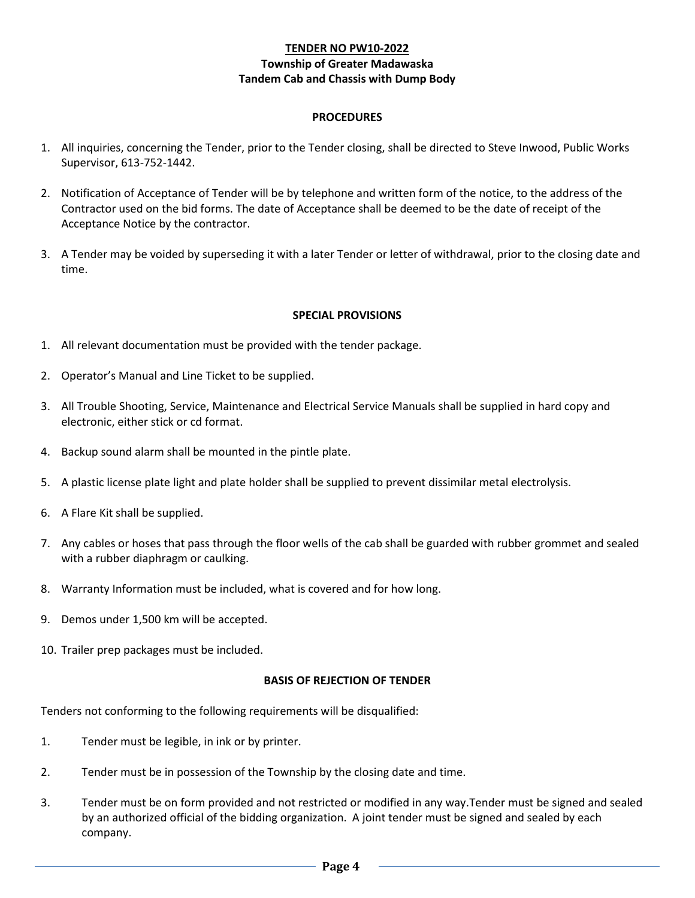**TENDER NO PW10-2022**

**Township of Greater Madawaska**

**Tandem Cab and Chassis with Dump Body**

## PROCEDURES

1. All inquiries, concerning the Tender, prior to the Tender closing, shall be directed to Steve Inwood, Public Works Supervisor, 613-752-1442.

2. Notification of Acceptance of Tender will be by telephone and written form of the notice, to the address of the Contractor used on the bid forms. The date of Acceptance shall be deemed to be the date of receipt of the Acceptance Notice by the contractor.

3. A Tender may be voided by superseding it with a later Tender or letter of withdrawal, prior to the closing date and time.

## SPECIAL PROVISIONS

1. All relevant documentation must be provided with the tender package.

2. Operator's Manual and Line Ticket to be supplied.

3. All Trouble Shooting, Service, Maintenance and Electrical Service Manuals shall be supplied in hard copy and electronic, either stick or cd format.

4. Backup sound alarm shall be mounted in the pintle plate.

5. A plastic license plate light and plate holder shall be supplied to prevent dissimilar metal electrolysis.

6. A Flare Kit shall be supplied.

7. Any cables or hoses that pass through the floor wells of the cab shall be guarded with rubber grommet and sealed with a rubber diaphragm or caulking.

8. Warranty Information must be included, what is covered and for how long.

9. Demos under 1,500 km will be accepted.

10. Trailer prep packages must be included.

## BASIS OF REJECTION OF TENDER

Tenders not conforming to the following requirements will be disqualified:

1. Tender must be legible, in ink or by printer.

2. Tender must be in possession of the Township by the closing date and time.

3. Tender must be on form provided and not restricted or modified in any way.Tender must be signed and sealed by an authorized official of the bidding organization. A joint tender must be signed and sealed by each company.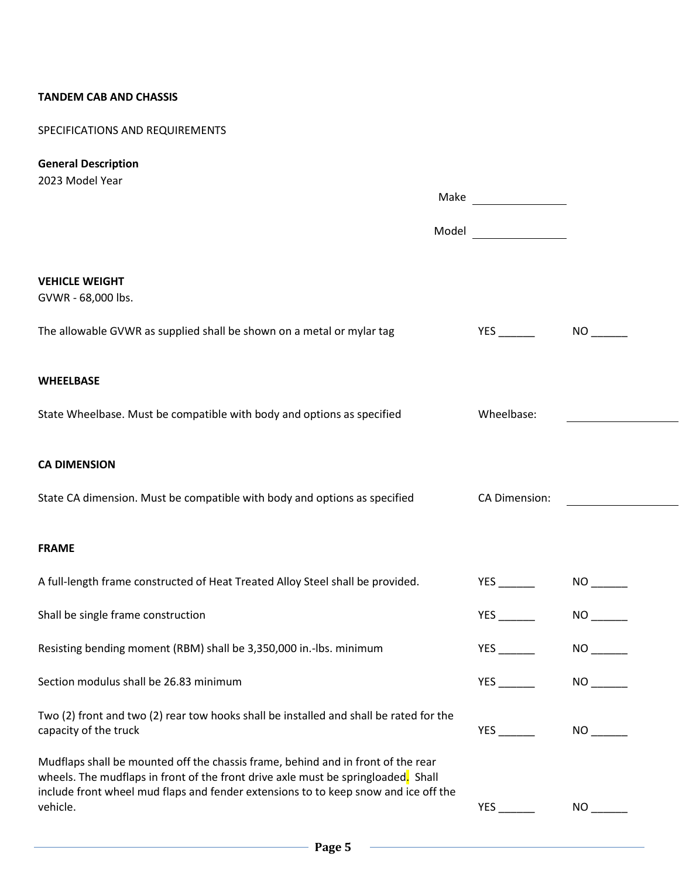**TANDEM CAB AND CHASSIS**

SPECIFICATIONS AND REQUIREMENTS

**General Description**

2023 Model Year

Make ________________

Model ________________

**VEHICLE WEIGHT**

GVWR - 68,000 lbs.

| | | |
|---|---|---|
| The allowable GVWR as supplied shall be shown on a metal or mylar tag | YES ______ | NO ______ |

**WHEELBASE**

| | |
|---|---|
| State Wheelbase. Must be compatible with body and options as specified | Wheelbase: ________________ |

**CA DIMENSION**

| | |
|---|---|
| State CA dimension. Must be compatible with body and options as specified | CA Dimension: ________________ |

**FRAME**

| | | |
|---|---|---|
| A full-length frame constructed of Heat Treated Alloy Steel shall be provided. | YES ______ | NO ______ |
| Shall be single frame construction | YES ______ | NO ______ |
| Resisting bending moment (RBM) shall be 3,350,000 in.-lbs. minimum | YES ______ | NO ______ |
| Section modulus shall be 26.83 minimum | YES ______ | NO ______ |
| Two (2) front and two (2) rear tow hooks shall be installed and shall be rated for the capacity of the truck | YES ______ | NO ______ |
| Mudflaps shall be mounted off the chassis frame, behind and in front of the rear wheels. The mudflaps in front of the front drive axle must be springloaded. Shall include front wheel mud flaps and fender extensions to to keep snow and ice off the vehicle. | YES ______ | NO ______ |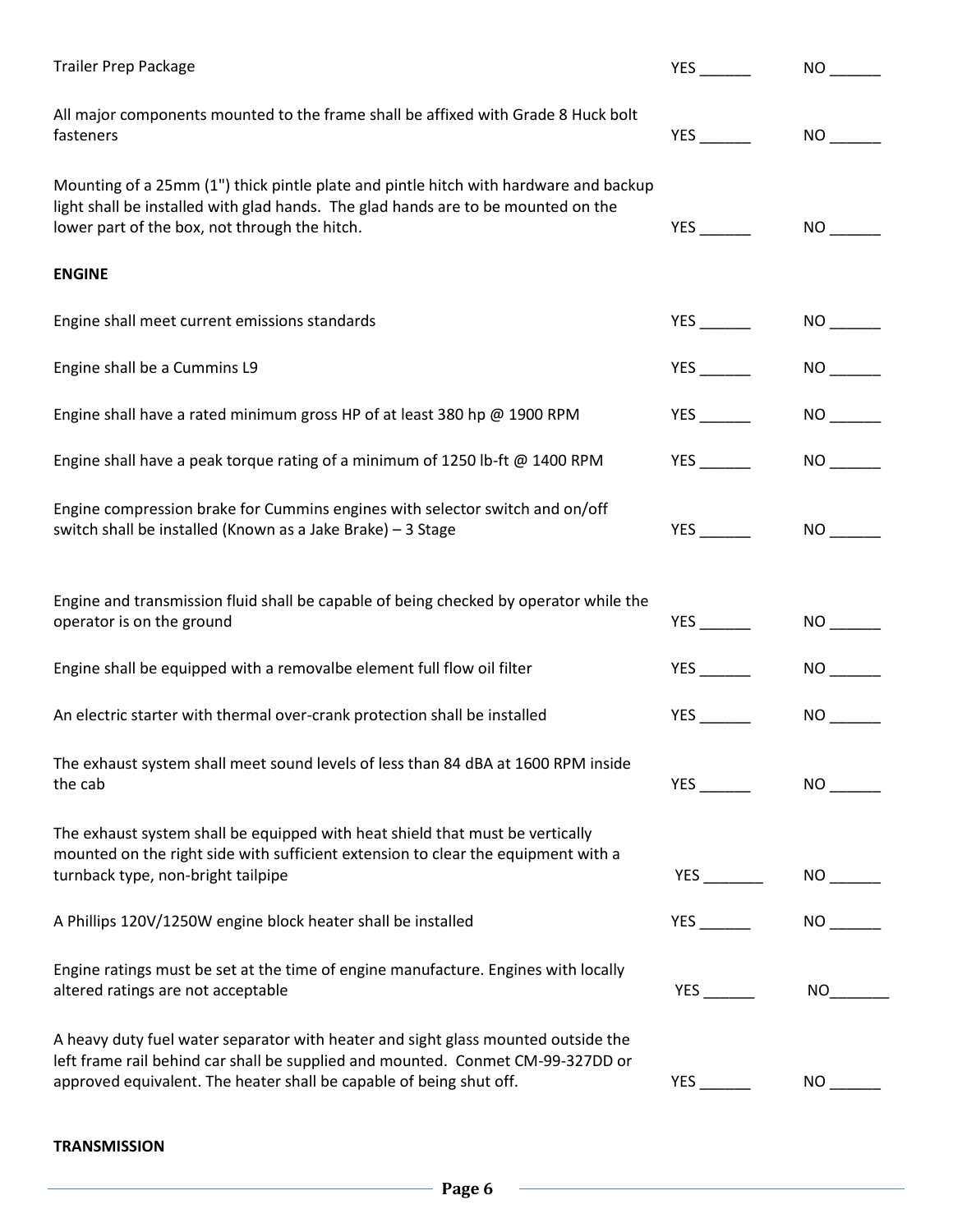| | | |
|---|---|---|
| Trailer Prep Package | YES ______ | NO ______ |
| All major components mounted to the frame shall be affixed with Grade 8 Huck bolt fasteners | YES ______ | NO ______ |
| Mounting of a 25mm (1") thick pintle plate and pintle hitch with hardware and backup light shall be installed with glad hands. The glad hands are to be mounted on the lower part of the box, not through the hitch. | YES ______ | NO ______ |

**ENGINE**

| | | |
|---|---|---|
| Engine shall meet current emissions standards | YES ______ | NO ______ |
| Engine shall be a Cummins L9 | YES ______ | NO ______ |
| Engine shall have a rated minimum gross HP of at least 380 hp @ 1900 RPM | YES ______ | NO ______ |
| Engine shall have a peak torque rating of a minimum of 1250 lb-ft @ 1400 RPM | YES ______ | NO ______ |
| Engine compression brake for Cummins engines with selector switch and on/off switch shall be installed (Known as a Jake Brake) – 3 Stage | YES ______ | NO ______ |
| Engine and transmission fluid shall be capable of being checked by operator while the operator is on the ground | YES ______ | NO ______ |
| Engine shall be equipped with a removalbe element full flow oil filter | YES ______ | NO ______ |
| An electric starter with thermal over-crank protection shall be installed | YES ______ | NO ______ |
| The exhaust system shall meet sound levels of less than 84 dBA at 1600 RPM inside the cab | YES ______ | NO ______ |
| The exhaust system shall be equipped with heat shield that must be vertically mounted on the right side with sufficient extension to clear the equipment with a turnback type, non-bright tailpipe | YES _______ | NO ______ |
| A Phillips 120V/1250W engine block heater shall be installed | YES ______ | NO ______ |
| Engine ratings must be set at the time of engine manufacture. Engines with locally altered ratings are not acceptable | YES ______ | NO_______ |
| A heavy duty fuel water separator with heater and sight glass mounted outside the left frame rail behind car shall be supplied and mounted. Conmet CM-99-327DD or approved equivalent. The heater shall be capable of being shut off. | YES ______ | NO ______ |

**TRANSMISSION**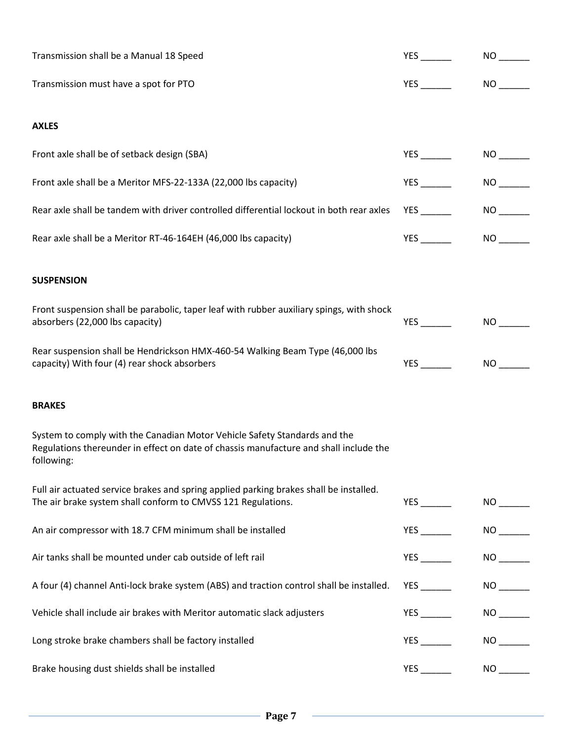| | | |
|---|---|---|
| Transmission shall be a Manual 18 Speed | YES ______ | NO ______ |
| Transmission must have a spot for PTO | YES ______ | NO ______ |

**AXLES**

| | | |
|---|---|---|
| Front axle shall be of setback design (SBA) | YES ______ | NO ______ |
| Front axle shall be a Meritor MFS-22-133A (22,000 lbs capacity) | YES ______ | NO ______ |
| Rear axle shall be tandem with driver controlled differential lockout in both rear axles | YES ______ | NO ______ |
| Rear axle shall be a Meritor RT-46-164EH (46,000 lbs capacity) | YES ______ | NO ______ |

**SUSPENSION**

| | | |
|---|---|---|
| Front suspension shall be parabolic, taper leaf with rubber auxiliary spings, with shock absorbers (22,000 lbs capacity) | YES ______ | NO ______ |
| Rear suspension shall be Hendrickson HMX-460-54 Walking Beam Type (46,000 lbs capacity) With four (4) rear shock absorbers | YES ______ | NO ______ |

**BRAKES**

System to comply with the Canadian Motor Vehicle Safety Standards and the Regulations thereunder in effect on date of chassis manufacture and shall include the following:

| | | |
|---|---|---|
| Full air actuated service brakes and spring applied parking brakes shall be installed. The air brake system shall conform to CMVSS 121 Regulations. | YES ______ | NO ______ |
| An air compressor with 18.7 CFM minimum shall be installed | YES ______ | NO ______ |
| Air tanks shall be mounted under cab outside of left rail | YES ______ | NO ______ |
| A four (4) channel Anti-lock brake system (ABS) and traction control shall be installed. | YES ______ | NO ______ |
| Vehicle shall include air brakes with Meritor automatic slack adjusters | YES ______ | NO ______ |
| Long stroke brake chambers shall be factory installed | YES ______ | NO ______ |
| Brake housing dust shields shall be installed | YES ______ | NO ______ |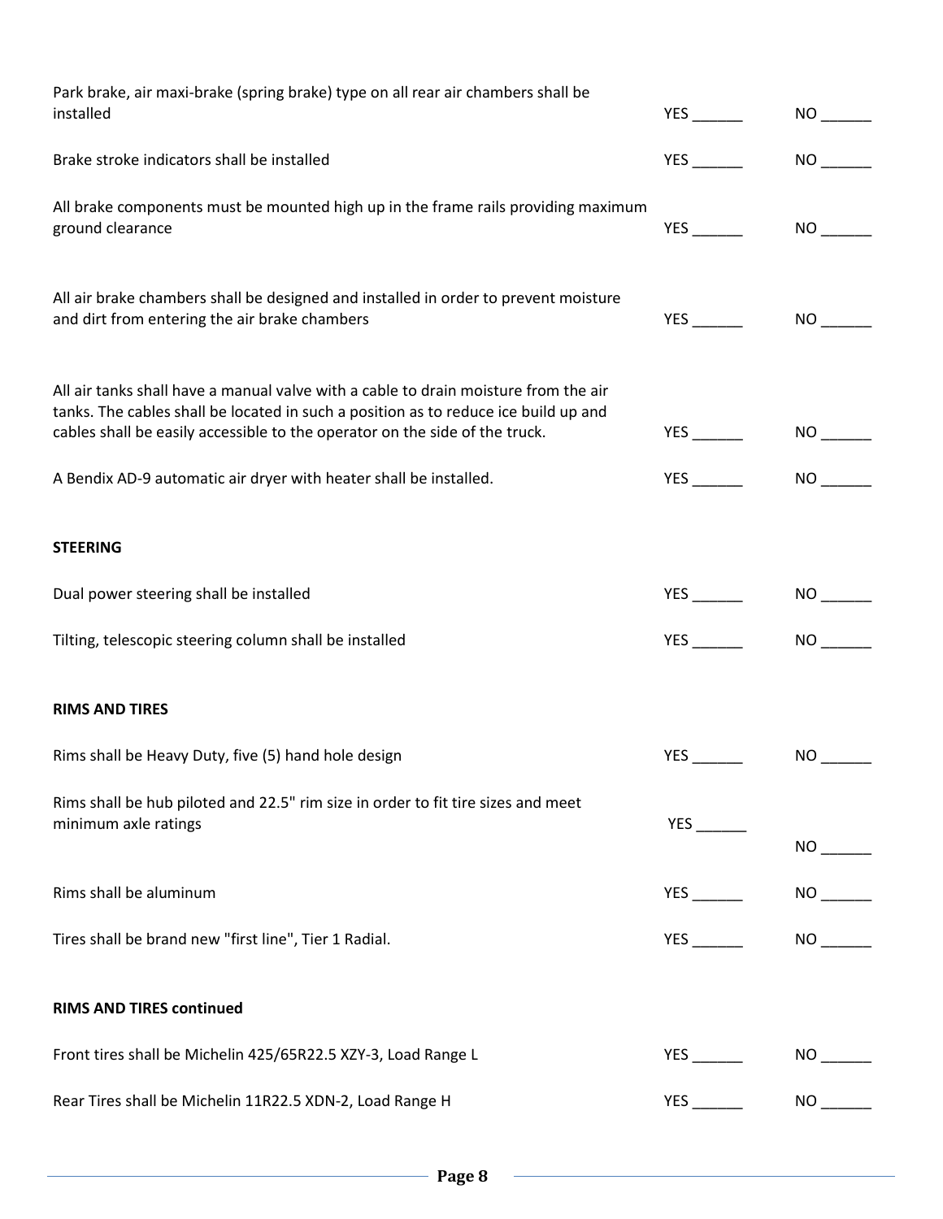| | | |
|---|---|---|
| Park brake, air maxi-brake (spring brake) type on all rear air chambers shall be installed | YES ______ | NO ______ |
| Brake stroke indicators shall be installed | YES ______ | NO ______ |
| All brake components must be mounted high up in the frame rails providing maximum ground clearance | YES ______ | NO ______ |
| All air brake chambers shall be designed and installed in order to prevent moisture and dirt from entering the air brake chambers | YES ______ | NO ______ |
| All air tanks shall have a manual valve with a cable to drain moisture from the air tanks. The cables shall be located in such a position as to reduce ice build up and cables shall be easily accessible to the operator on the side of the truck. | YES ______ | NO ______ |
| A Bendix AD-9 automatic air dryer with heater shall be installed. | YES ______ | NO ______ |

**STEERING**

| | | |
|---|---|---|
| Dual power steering shall be installed | YES ______ | NO ______ |
| Tilting, telescopic steering column shall be installed | YES ______ | NO ______ |

**RIMS AND TIRES**

| | | |
|---|---|---|
| Rims shall be Heavy Duty, five (5) hand hole design | YES ______ | NO ______ |
| Rims shall be hub piloted and 22.5" rim size in order to fit tire sizes and meet minimum axle ratings | YES ______ | NO ______ |
| Rims shall be aluminum | YES ______ | NO ______ |
| Tires shall be brand new "first line", Tier 1 Radial. | YES ______ | NO ______ |

**RIMS AND TIRES continued**

| | | |
|---|---|---|
| Front tires shall be Michelin 425/65R22.5 XZY-3, Load Range L | YES ______ | NO ______ |
| Rear Tires shall be Michelin 11R22.5 XDN-2, Load Range H | YES ______ | NO ______ |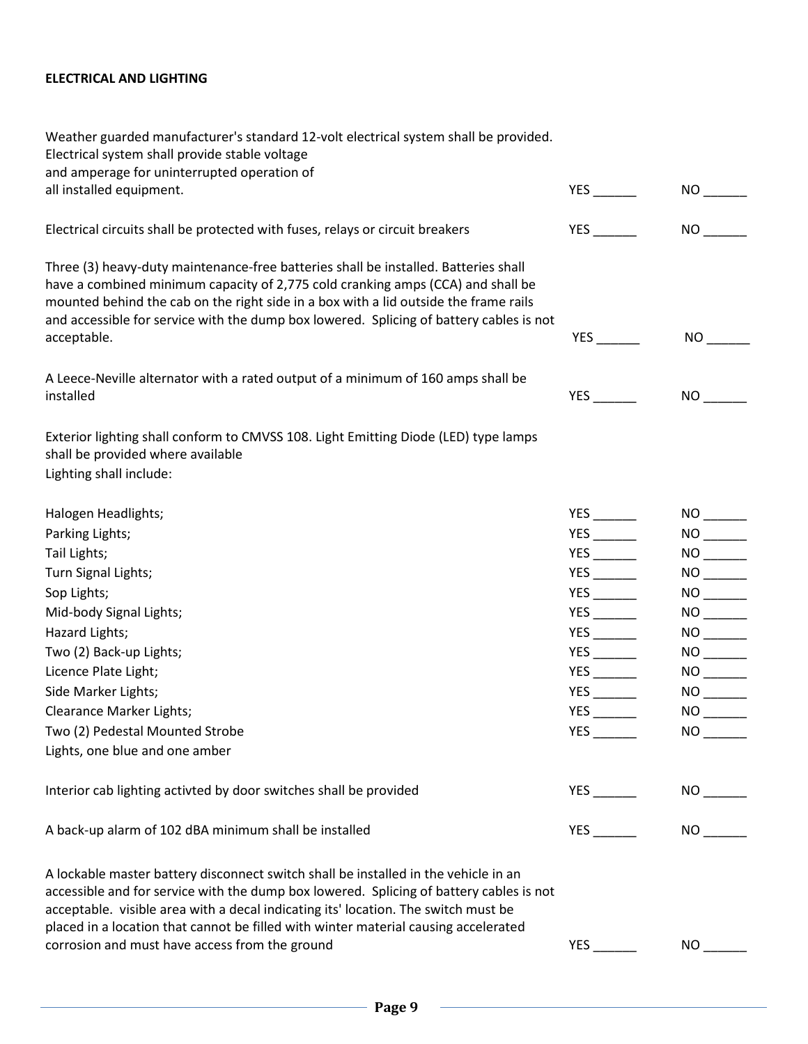**ELECTRICAL AND LIGHTING**

| Requirement | | |
|---|---|---|
| Weather guarded manufacturer's standard 12-volt electrical system shall be provided. Electrical system shall provide stable voltage and amperage for uninterrupted operation of all installed equipment. | YES ______ | NO ______ |
| Electrical circuits shall be protected with fuses, relays or circuit breakers | YES ______ | NO ______ |
| Three (3) heavy-duty maintenance-free batteries shall be installed. Batteries shall have a combined minimum capacity of 2,775 cold cranking amps (CCA) and shall be mounted behind the cab on the right side in a box with a lid outside the frame rails and accessible for service with the dump box lowered. Splicing of battery cables is not acceptable. | YES ______ | NO ______ |
| A Leece-Neville alternator with a rated output of a minimum of 160 amps shall be installed | YES ______ | NO ______ |

Exterior lighting shall conform to CMVSS 108. Light Emitting Diode (LED) type lamps shall be provided where available
Lighting shall include:

| Lighting | | |
|---|---|---|
| Halogen Headlights; | YES ______ | NO ______ |
| Parking Lights; | YES ______ | NO ______ |
| Tail Lights; | YES ______ | NO ______ |
| Turn Signal Lights; | YES ______ | NO ______ |
| Sop Lights; | YES ______ | NO ______ |
| Mid-body Signal Lights; | YES ______ | NO ______ |
| Hazard Lights; | YES ______ | NO ______ |
| Two (2) Back-up Lights; | YES ______ | NO ______ |
| Licence Plate Light; | YES ______ | NO ______ |
| Side Marker Lights; | YES ______ | NO ______ |
| Clearance Marker Lights; | YES ______ | NO ______ |
| Two (2) Pedestal Mounted Strobe Lights, one blue and one amber | YES ______ | NO ______ |

| Requirement | | |
|---|---|---|
| Interior cab lighting activted by door switches shall be provided | YES ______ | NO ______ |
| A back-up alarm of 102 dBA minimum shall be installed | YES ______ | NO ______ |
| A lockable master battery disconnect switch shall be installed in the vehicle in an accessible and for service with the dump box lowered. Splicing of battery cables is not acceptable. visible area with a decal indicating its' location. The switch must be placed in a location that cannot be filled with winter material causing accelerated corrosion and must have access from the ground | YES ______ | NO ______ |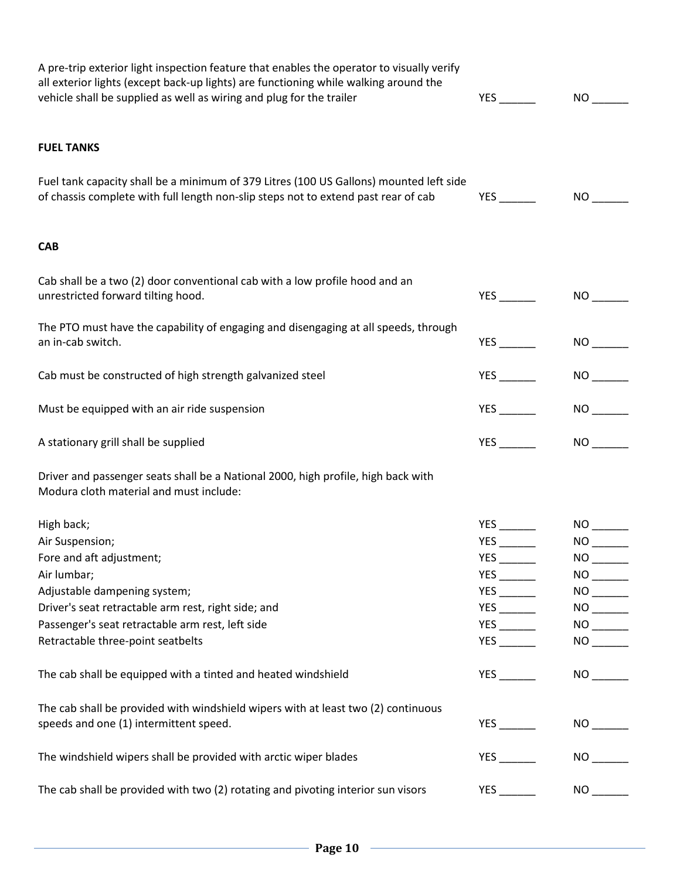| | | |
|---|---|---|
| A pre-trip exterior light inspection feature that enables the operator to visually verify all exterior lights (except back-up lights) are functioning while walking around the vehicle shall be supplied as well as wiring and plug for the trailer | YES ______ | NO ______ |

**FUEL TANKS**

| | | |
|---|---|---|
| Fuel tank capacity shall be a minimum of 379 Litres (100 US Gallons) mounted left side of chassis complete with full length non-slip steps not to extend past rear of cab | YES ______ | NO ______ |

**CAB**

| | | |
|---|---|---|
| Cab shall be a two (2) door conventional cab with a low profile hood and an unrestricted forward tilting hood. | YES ______ | NO ______ |
| The PTO must have the capability of engaging and disengaging at all speeds, through an in-cab switch. | YES ______ | NO ______ |
| Cab must be constructed of high strength galvanized steel | YES ______ | NO ______ |
| Must be equipped with an air ride suspension | YES ______ | NO ______ |
| A stationary grill shall be supplied | YES ______ | NO ______ |

Driver and passenger seats shall be a National 2000, high profile, high back with Modura cloth material and must include:

| | | |
|---|---|---|
| High back; | YES ______ | NO ______ |
| Air Suspension; | YES ______ | NO ______ |
| Fore and aft adjustment; | YES ______ | NO ______ |
| Air lumbar; | YES ______ | NO ______ |
| Adjustable dampening system; | YES ______ | NO ______ |
| Driver's seat retractable arm rest, right side; and | YES ______ | NO ______ |
| Passenger's seat retractable arm rest, left side | YES ______ | NO ______ |
| Retractable three-point seatbelts | YES ______ | NO ______ |

| | | |
|---|---|---|
| The cab shall be equipped with a tinted and heated windshield | YES ______ | NO ______ |
| The cab shall be provided with windshield wipers with at least two (2) continuous speeds and one (1) intermittent speed. | YES ______ | NO ______ |
| The windshield wipers shall be provided with arctic wiper blades | YES ______ | NO ______ |
| The cab shall be provided with two (2) rotating and pivoting interior sun visors | YES ______ | NO ______ |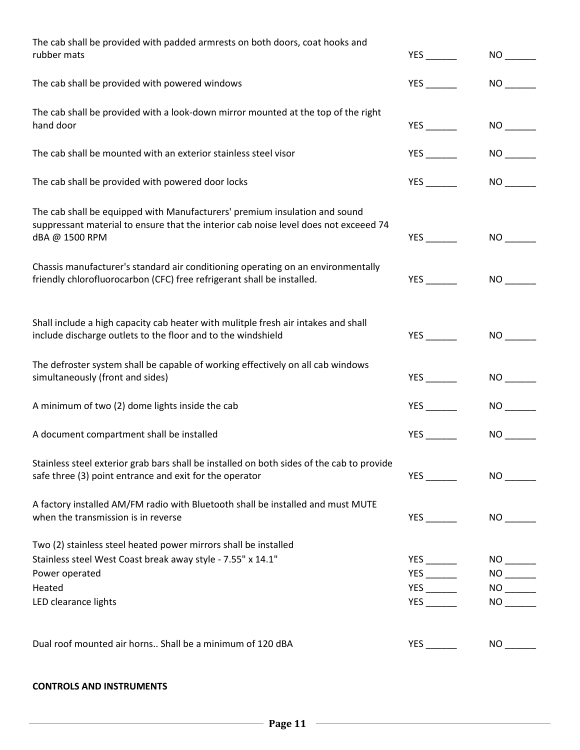| Specification | YES | NO |
|---|---|---|
| The cab shall be provided with padded armrests on both doors, coat hooks and rubber mats | YES ______ | NO ______ |
| The cab shall be provided with powered windows | YES ______ | NO ______ |
| The cab shall be provided with a look-down mirror mounted at the top of the right hand door | YES ______ | NO ______ |
| The cab shall be mounted with an exterior stainless steel visor | YES ______ | NO ______ |
| The cab shall be provided with powered door locks | YES ______ | NO ______ |
| The cab shall be equipped with Manufacturers' premium insulation and sound suppressant material to ensure that the interior cab noise level does not exceeed 74 dBA @ 1500 RPM | YES ______ | NO ______ |
| Chassis manufacturer's standard air conditioning operating on an environmentally friendly chlorofluorocarbon (CFC) free refrigerant shall be installed. | YES ______ | NO ______ |
| Shall include a high capacity cab heater with mulitple fresh air intakes and shall include discharge outlets to the floor and to the windshield | YES ______ | NO ______ |
| The defroster system shall be capable of working effectively on all cab windows simultaneously (front and sides) | YES ______ | NO ______ |
| A minimum of two (2) dome lights inside the cab | YES ______ | NO ______ |
| A document compartment shall be installed | YES ______ | NO ______ |
| Stainless steel exterior grab bars shall be installed on both sides of the cab to provide safe three (3) point entrance and exit for the operator | YES ______ | NO ______ |
| A factory installed AM/FM radio with Bluetooth shall be installed and must MUTE when the transmission is in reverse | YES ______ | NO ______ |
| Two (2) stainless steel heated power mirrors shall be installed | | |
| Stainless steel West Coast break away style - 7.55" x 14.1" | YES ______ | NO ______ |
| Power operated | YES ______ | NO ______ |
| Heated | YES ______ | NO ______ |
| LED clearance lights | YES ______ | NO ______ |
| Dual roof mounted air horns.. Shall be a minimum of 120 dBA | YES ______ | NO ______ |

**CONTROLS AND INSTRUMENTS**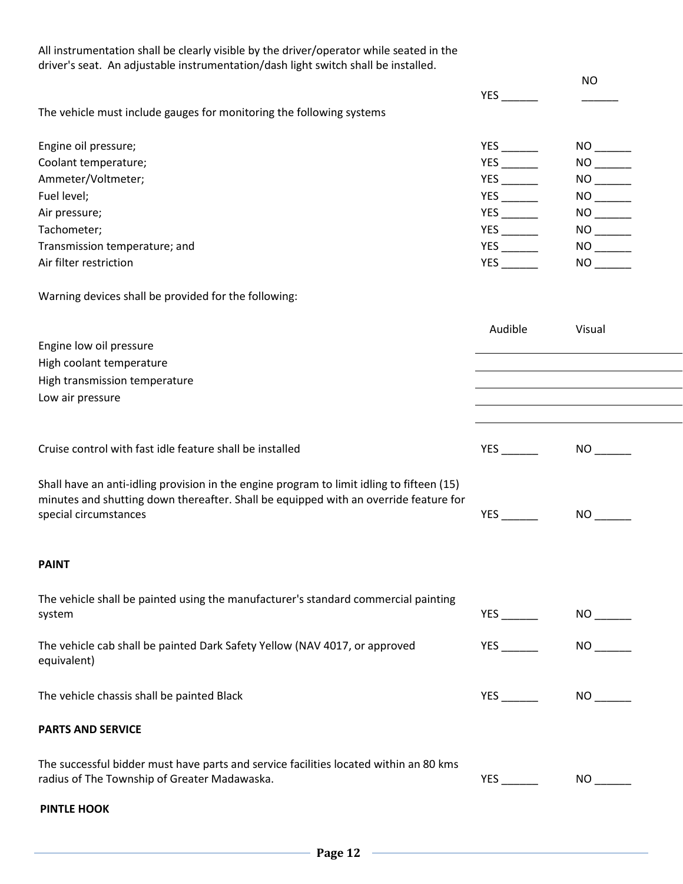All instrumentation shall be clearly visible by the driver/operator while seated in the driver's seat. An adjustable instrumentation/dash light switch shall be installed.

| | | |
|---|---|---|
| | YES ______ | NO ______ |

The vehicle must include gauges for monitoring the following systems

| | | |
|---|---|---|
| Engine oil pressure; | YES ______ | NO ______ |
| Coolant temperature; | YES ______ | NO ______ |
| Ammeter/Voltmeter; | YES ______ | NO ______ |
| Fuel level; | YES ______ | NO ______ |
| Air pressure; | YES ______ | NO ______ |
| Tachometer; | YES ______ | NO ______ |
| Transmission temperature; and | YES ______ | NO ______ |
| Air filter restriction | YES ______ | NO ______ |

Warning devices shall be provided for the following:

| | Audible | Visual |
|---|---|---|
| Engine low oil pressure | | |
| High coolant temperature | | |
| High transmission temperature | | |
| Low air pressure | | |

| | | |
|---|---|---|
| Cruise control with fast idle feature shall be installed | YES ______ | NO ______ |
| Shall have an anti-idling provision in the engine program to limit idling to fifteen (15) minutes and shutting down thereafter. Shall be equipped with an override feature for special circumstances | YES ______ | NO ______ |

**PAINT**

| | | |
|---|---|---|
| The vehicle shall be painted using the manufacturer's standard commercial painting system | YES ______ | NO ______ |
| The vehicle cab shall be painted Dark Safety Yellow (NAV 4017, or approved equivalent) | YES ______ | NO ______ |
| The vehicle chassis shall be painted Black | YES ______ | NO ______ |

**PARTS AND SERVICE**

| | | |
|---|---|---|
| The successful bidder must have parts and service facilities located within an 80 kms radius of The Township of Greater Madawaska. | YES ______ | NO ______ |

**PINTLE HOOK**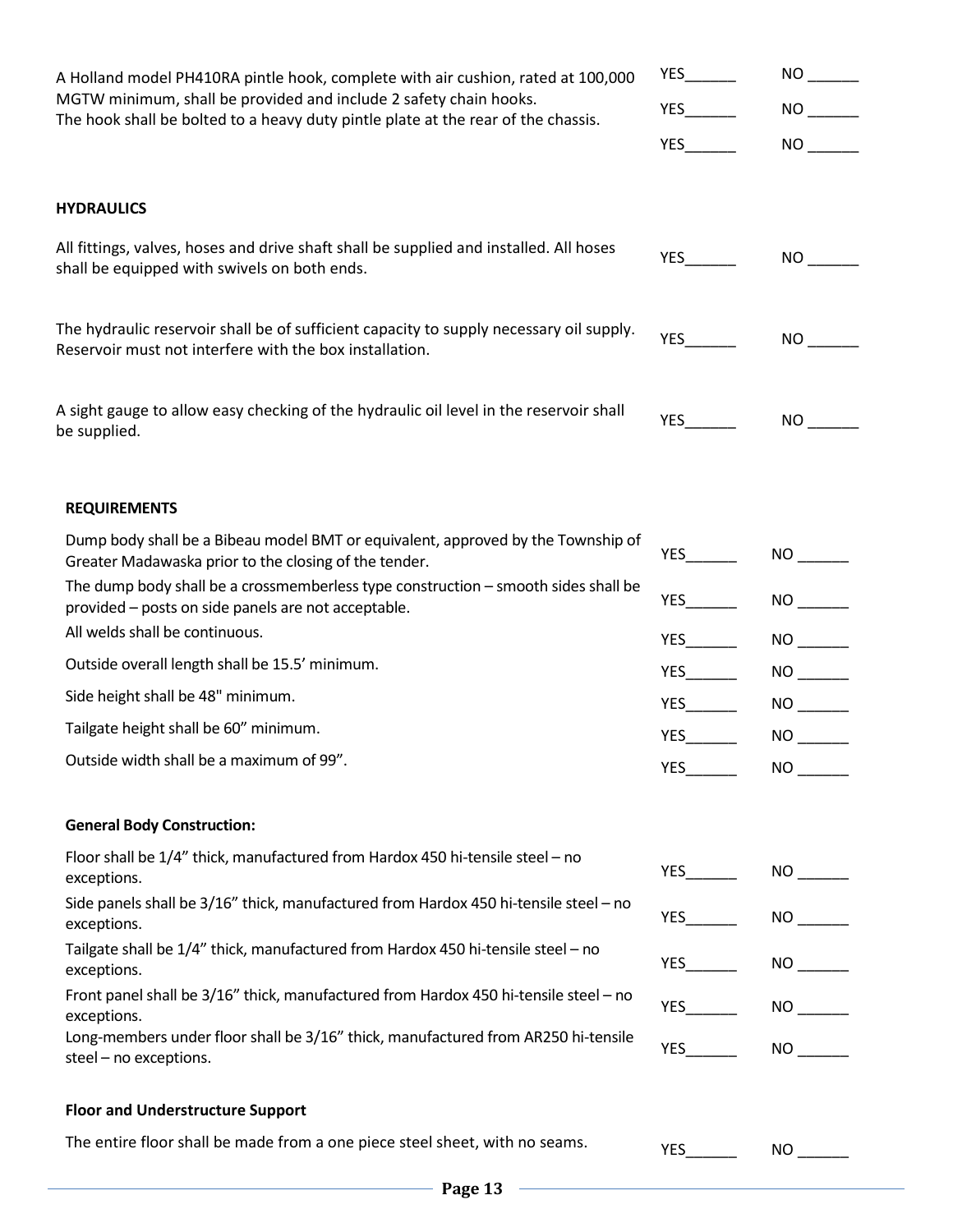| | | |
|---|---|---|
| A Holland model PH410RA pintle hook, complete with air cushion, rated at 100,000 MGTW minimum, shall be provided and include 2 safety chain hooks. | YES______ | NO ______ |
| The hook shall be bolted to a heavy duty pintle plate at the rear of the chassis. | YES______ | NO ______ |
| | YES______ | NO ______ |

**HYDRAULICS**

| | | |
|---|---|---|
| All fittings, valves, hoses and drive shaft shall be supplied and installed. All hoses shall be equipped with swivels on both ends. | YES______ | NO ______ |
| The hydraulic reservoir shall be of sufficient capacity to supply necessary oil supply. Reservoir must not interfere with the box installation. | YES______ | NO ______ |
| A sight gauge to allow easy checking of the hydraulic oil level in the reservoir shall be supplied. | YES______ | NO ______ |

**REQUIREMENTS**

| | | |
|---|---|---|
| Dump body shall be a Bibeau model BMT or equivalent, approved by the Township of Greater Madawaska prior to the closing of the tender. | YES______ | NO ______ |
| The dump body shall be a crossmemberless type construction – smooth sides shall be provided – posts on side panels are not acceptable. | YES______ | NO ______ |
| All welds shall be continuous. | YES______ | NO ______ |
| Outside overall length shall be 15.5' minimum. | YES______ | NO ______ |
| Side height shall be 48" minimum. | YES______ | NO ______ |
| Tailgate height shall be 60" minimum. | YES______ | NO ______ |
| Outside width shall be a maximum of 99". | YES______ | NO ______ |

**General Body Construction:**

| | | |
|---|---|---|
| Floor shall be 1/4" thick, manufactured from Hardox 450 hi-tensile steel – no exceptions. | YES______ | NO ______ |
| Side panels shall be 3/16" thick, manufactured from Hardox 450 hi-tensile steel – no exceptions. | YES______ | NO ______ |
| Tailgate shall be 1/4" thick, manufactured from Hardox 450 hi-tensile steel – no exceptions. | YES______ | NO ______ |
| Front panel shall be 3/16" thick, manufactured from Hardox 450 hi-tensile steel – no exceptions. | YES______ | NO ______ |
| Long-members under floor shall be 3/16" thick, manufactured from AR250 hi-tensile steel – no exceptions. | YES______ | NO ______ |

**Floor and Understructure Support**

| | | |
|---|---|---|
| The entire floor shall be made from a one piece steel sheet, with no seams. | YES______ | NO ______ |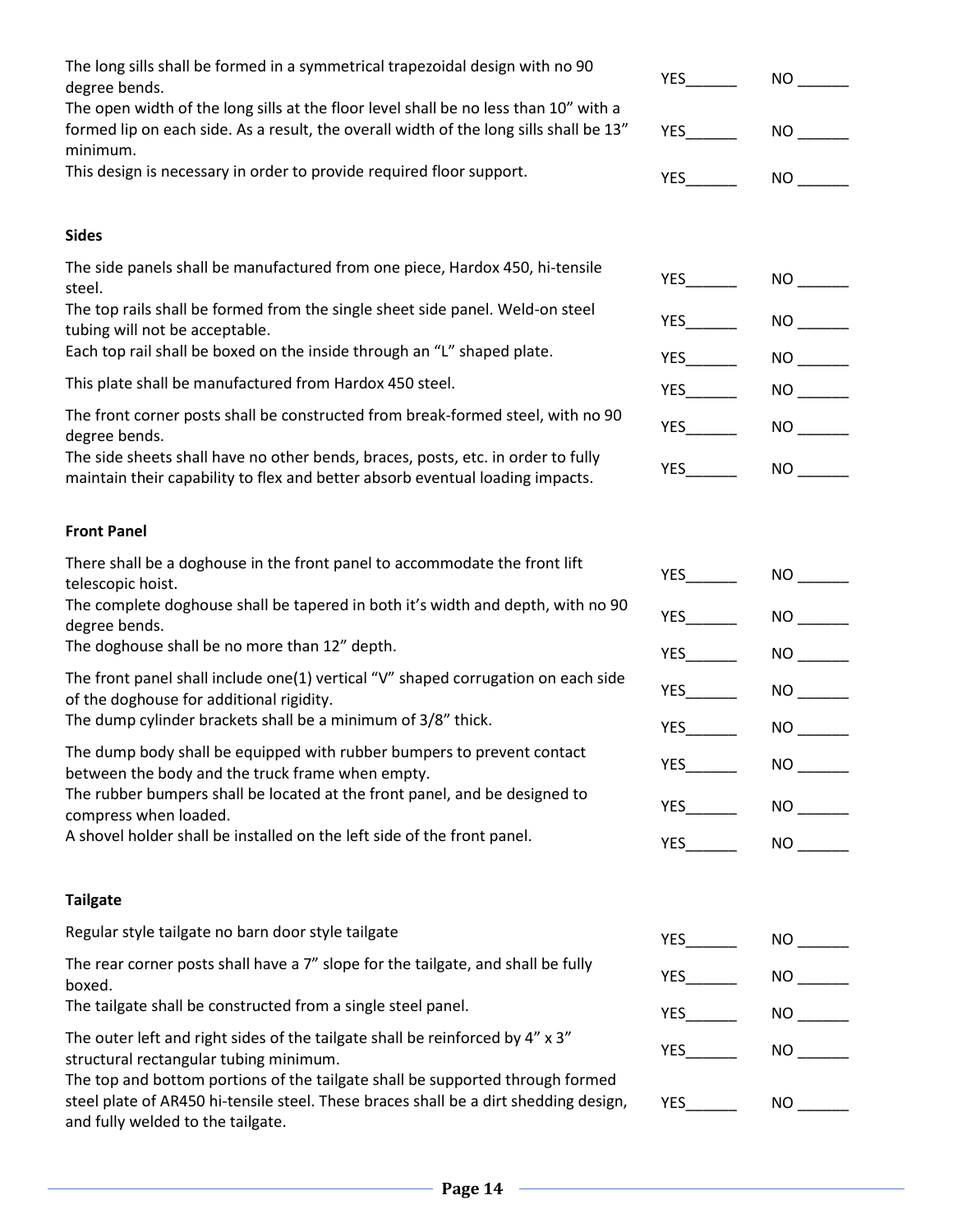| | | |
|---|---|---|
| The long sills shall be formed in a symmetrical trapezoidal design with no 90 degree bends. | YES______ | NO ______ |
| The open width of the long sills at the floor level shall be no less than 10" with a formed lip on each side. As a result, the overall width of the long sills shall be 13" minimum. | YES______ | NO ______ |
| This design is necessary in order to provide required floor support. | YES______ | NO ______ |

**Sides**

| | | |
|---|---|---|
| The side panels shall be manufactured from one piece, Hardox 450, hi-tensile steel. | YES______ | NO ______ |
| The top rails shall be formed from the single sheet side panel. Weld-on steel tubing will not be acceptable. | YES______ | NO ______ |
| Each top rail shall be boxed on the inside through an "L" shaped plate. | YES______ | NO ______ |
| This plate shall be manufactured from Hardox 450 steel. | YES______ | NO ______ |
| The front corner posts shall be constructed from break-formed steel, with no 90 degree bends. | YES______ | NO ______ |
| The side sheets shall have no other bends, braces, posts, etc. in order to fully maintain their capability to flex and better absorb eventual loading impacts. | YES______ | NO ______ |

**Front Panel**

| | | |
|---|---|---|
| There shall be a doghouse in the front panel to accommodate the front lift telescopic hoist. | YES______ | NO ______ |
| The complete doghouse shall be tapered in both it's width and depth, with no 90 degree bends. | YES______ | NO ______ |
| The doghouse shall be no more than 12" depth. | YES______ | NO ______ |
| The front panel shall include one(1) vertical "V" shaped corrugation on each side of the doghouse for additional rigidity. | YES______ | NO ______ |
| The dump cylinder brackets shall be a minimum of 3/8" thick. | YES______ | NO ______ |
| The dump body shall be equipped with rubber bumpers to prevent contact between the body and the truck frame when empty. | YES______ | NO ______ |
| The rubber bumpers shall be located at the front panel, and be designed to compress when loaded. | YES______ | NO ______ |
| A shovel holder shall be installed on the left side of the front panel. | YES______ | NO ______ |

**Tailgate**

| | | |
|---|---|---|
| Regular style tailgate no barn door style tailgate | YES______ | NO ______ |
| The rear corner posts shall have a 7" slope for the tailgate, and shall be fully boxed. | YES______ | NO ______ |
| The tailgate shall be constructed from a single steel panel. | YES______ | NO ______ |
| The outer left and right sides of the tailgate shall be reinforced by 4" x 3" structural rectangular tubing minimum. | YES______ | NO ______ |
| The top and bottom portions of the tailgate shall be supported through formed steel plate of AR450 hi-tensile steel. These braces shall be a dirt shedding design, and fully welded to the tailgate. | YES______ | NO ______ |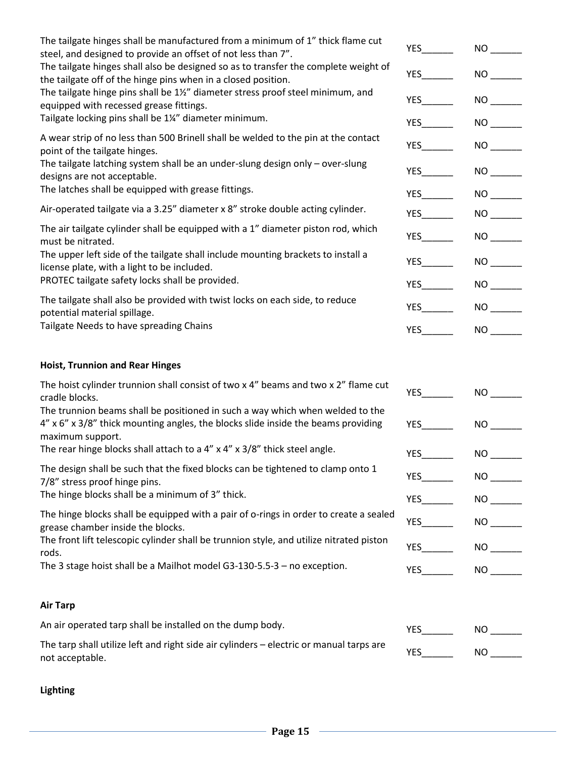| | | |
|---|---|---|
| The tailgate hinges shall be manufactured from a minimum of 1" thick flame cut steel, and designed to provide an offset of not less than 7". | YES______ | NO ______ |
| The tailgate hinges shall also be designed so as to transfer the complete weight of the tailgate off of the hinge pins when in a closed position. | YES______ | NO ______ |
| The tailgate hinge pins shall be 1½" diameter stress proof steel minimum, and equipped with recessed grease fittings. | YES______ | NO ______ |
| Tailgate locking pins shall be 1¼" diameter minimum. | YES______ | NO ______ |
| A wear strip of no less than 500 Brinell shall be welded to the pin at the contact point of the tailgate hinges. | YES______ | NO ______ |
| The tailgate latching system shall be an under-slung design only – over-slung designs are not acceptable. | YES______ | NO ______ |
| The latches shall be equipped with grease fittings. | YES______ | NO ______ |
| Air-operated tailgate via a 3.25" diameter x 8" stroke double acting cylinder. | YES______ | NO ______ |
| The air tailgate cylinder shall be equipped with a 1" diameter piston rod, which must be nitrated. | YES______ | NO ______ |
| The upper left side of the tailgate shall include mounting brackets to install a license plate, with a light to be included. | YES______ | NO ______ |
| PROTEC tailgate safety locks shall be provided. | YES______ | NO ______ |
| The tailgate shall also be provided with twist locks on each side, to reduce potential material spillage. | YES______ | NO ______ |
| Tailgate Needs to have spreading Chains | YES______ | NO ______ |

**Hoist, Trunnion and Rear Hinges**

| | | |
|---|---|---|
| The hoist cylinder trunnion shall consist of two x 4" beams and two x 2" flame cut cradle blocks. | YES______ | NO ______ |
| The trunnion beams shall be positioned in such a way which when welded to the 4" x 6" x 3/8" thick mounting angles, the blocks slide inside the beams providing maximum support. | YES______ | NO ______ |
| The rear hinge blocks shall attach to a 4" x 4" x 3/8" thick steel angle. | YES______ | NO ______ |
| The design shall be such that the fixed blocks can be tightened to clamp onto 1 7/8" stress proof hinge pins. | YES______ | NO ______ |
| The hinge blocks shall be a minimum of 3" thick. | YES______ | NO ______ |
| The hinge blocks shall be equipped with a pair of o-rings in order to create a sealed grease chamber inside the blocks. | YES______ | NO ______ |
| The front lift telescopic cylinder shall be trunnion style, and utilize nitrated piston rods. | YES______ | NO ______ |
| The 3 stage hoist shall be a Mailhot model G3-130-5.5-3 – no exception. | YES______ | NO ______ |

**Air Tarp**

| | | |
|---|---|---|
| An air operated tarp shall be installed on the dump body. | YES______ | NO ______ |
| The tarp shall utilize left and right side air cylinders – electric or manual tarps are not acceptable. | YES______ | NO ______ |

**Lighting**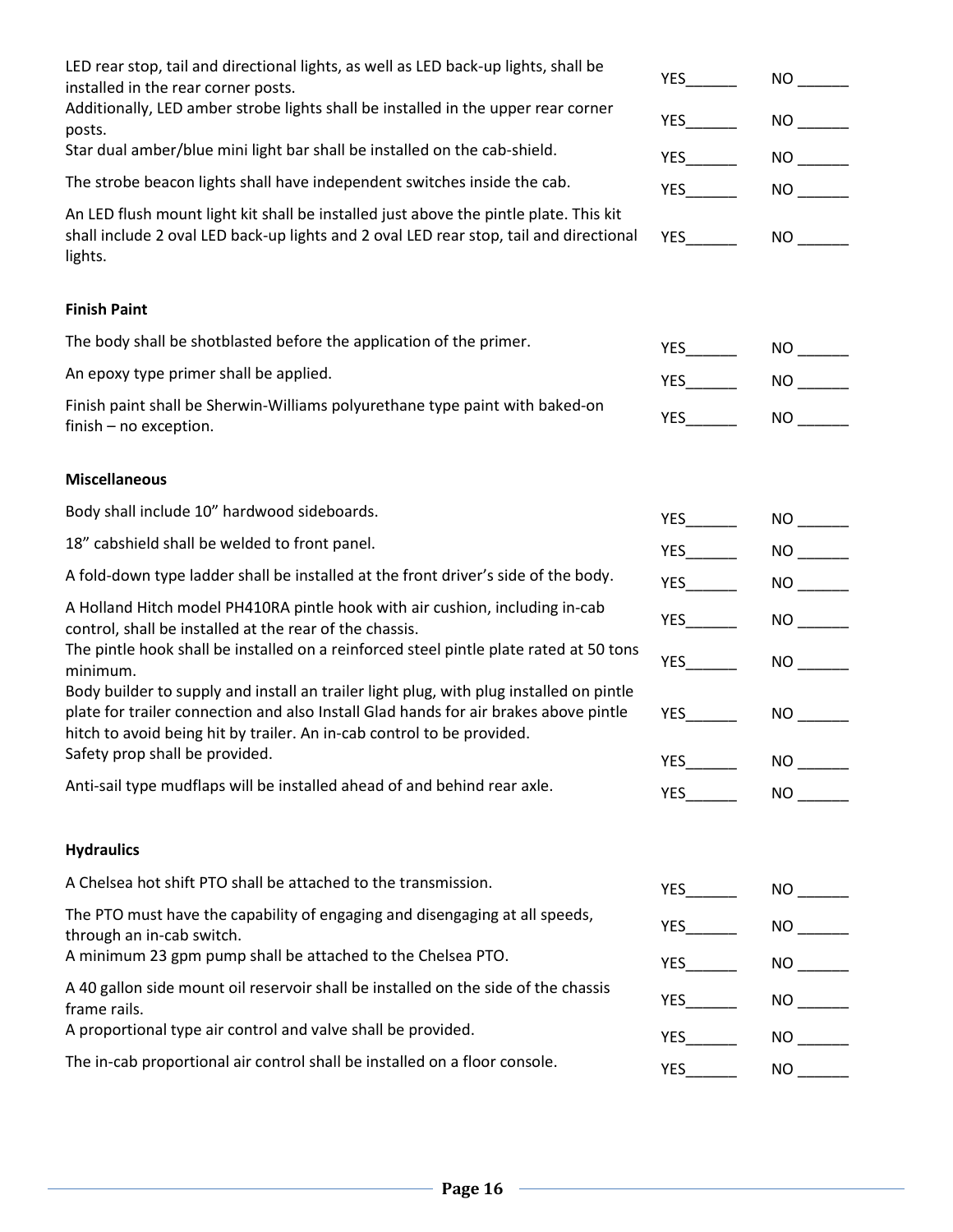| | | |
|---|---|---|
| LED rear stop, tail and directional lights, as well as LED back-up lights, shall be installed in the rear corner posts. | YES______ | NO ______ |
| Additionally, LED amber strobe lights shall be installed in the upper rear corner posts. | YES______ | NO ______ |
| Star dual amber/blue mini light bar shall be installed on the cab-shield. | YES______ | NO ______ |
| The strobe beacon lights shall have independent switches inside the cab. | YES______ | NO ______ |
| An LED flush mount light kit shall be installed just above the pintle plate. This kit shall include 2 oval LED back-up lights and 2 oval LED rear stop, tail and directional lights. | YES______ | NO ______ |

**Finish Paint**

| | | |
|---|---|---|
| The body shall be shotblasted before the application of the primer. | YES______ | NO ______ |
| An epoxy type primer shall be applied. | YES______ | NO ______ |
| Finish paint shall be Sherwin-Williams polyurethane type paint with baked-on finish – no exception. | YES______ | NO ______ |

**Miscellaneous**

| | | |
|---|---|---|
| Body shall include 10" hardwood sideboards. | YES______ | NO ______ |
| 18" cabshield shall be welded to front panel. | YES______ | NO ______ |
| A fold-down type ladder shall be installed at the front driver's side of the body. | YES______ | NO ______ |
| A Holland Hitch model PH410RA pintle hook with air cushion, including in-cab control, shall be installed at the rear of the chassis. | YES______ | NO ______ |
| The pintle hook shall be installed on a reinforced steel pintle plate rated at 50 tons minimum. | YES______ | NO ______ |
| Body builder to supply and install an trailer light plug, with plug installed on pintle plate for trailer connection and also Install Glad hands for air brakes above pintle hitch to avoid being hit by trailer. An in-cab control to be provided. | YES______ | NO ______ |
| Safety prop shall be provided. | YES______ | NO ______ |
| Anti-sail type mudflaps will be installed ahead of and behind rear axle. | YES______ | NO ______ |

**Hydraulics**

| | | |
|---|---|---|
| A Chelsea hot shift PTO shall be attached to the transmission. | YES______ | NO ______ |
| The PTO must have the capability of engaging and disengaging at all speeds, through an in-cab switch. | YES______ | NO ______ |
| A minimum 23 gpm pump shall be attached to the Chelsea PTO. | YES______ | NO ______ |
| A 40 gallon side mount oil reservoir shall be installed on the side of the chassis frame rails. | YES______ | NO ______ |
| A proportional type air control and valve shall be provided. | YES______ | NO ______ |
| The in-cab proportional air control shall be installed on a floor console. | YES______ | NO ______ |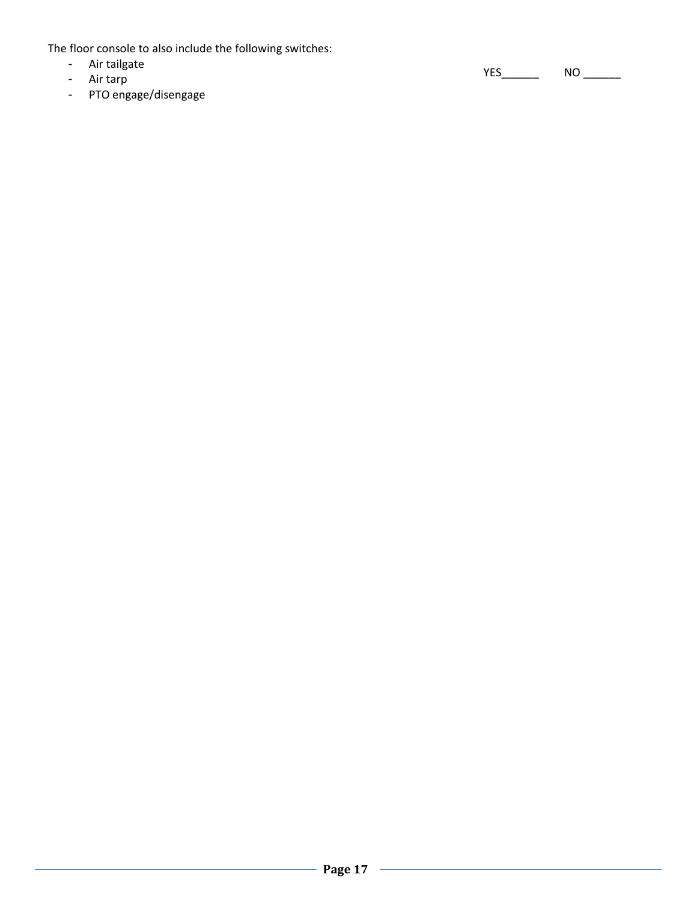The floor console to also include the following switches:

- Air tailgate
- Air tarp
- PTO engage/disengage

YES______ NO ______